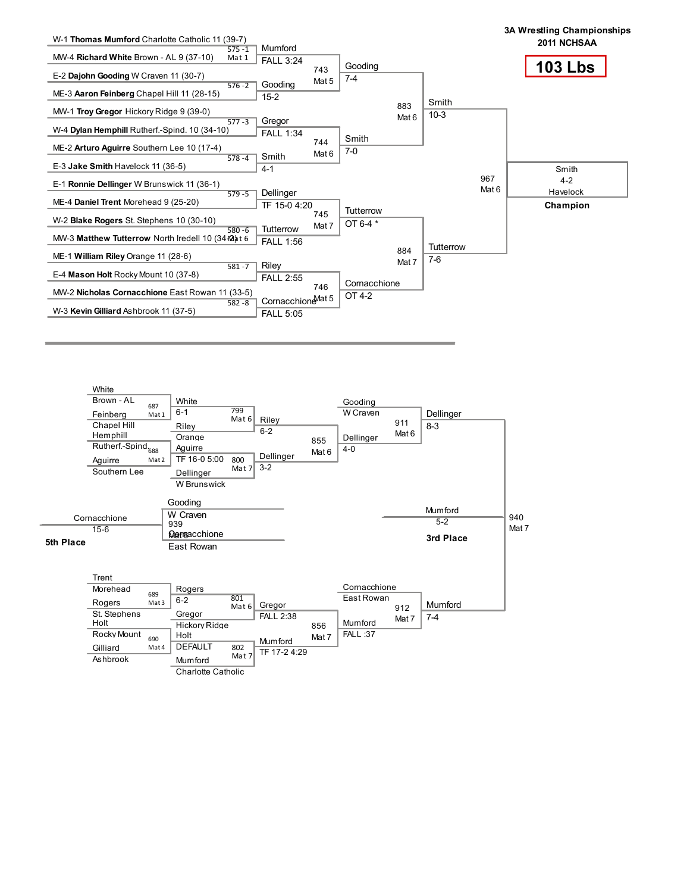# 3A Wrestling Championships
## 2011 NCHSAA

## 103 Lbs

### Championship Bracket

**First Round**

| Bout | Mat | Wrestler 1 | Wrestler 2 | Winner | Result |
|---|---|---|---|---|---|
| 575 -1 | Mat 1 | W-1 **Thomas Mumford** Charlotte Catholic 11 (39-7) | MW-4 **Richard White** Brown - AL 9 (37-10) | Mumford | FALL 3:24 |
| 576 -2 | | E-2 **Dajohn Gooding** W Craven 11 (30-7) | ME-3 **Aaron Feinberg** Chapel Hill 11 (28-15) | Gooding | 15-2 |
| 577 -3 | | MW-1 **Troy Gregor** Hickory Ridge 9 (39-0) | W-4 **Dylan Hemphill** Rutherf.-Spind. 10 (34-10) | Gregor | FALL 1:34 |
| 578 -4 | | ME-2 **Arturo Aguirre** Southern Lee 10 (17-4) | E-3 **Jake Smith** Havelock 11 (36-5) | Smith | 4-1 |
| 579 -5 | | E-1 **Ronnie Dellinger** W Brunswick 11 (36-1) | ME-4 **Daniel Trent** Morehead 9 (25-20) | Dellinger | TF 15-0 4:20 |
| 580 -6 | Mat 6 | W-2 **Blake Rogers** St. Stephens 10 (30-10) | MW-3 **Matthew Tutterrow** North Iredell 10 (34-12) | Tutterrow | FALL 1:56 |
| 581 -7 | | ME-1 **William Riley** Orange 11 (28-6) | E-4 **Mason Holt** Rocky Mount 10 (37-8) | Riley | FALL 2:55 |
| 582 -8 | | MW-2 **Nicholas Cornacchione** East Rowan 11 (33-5) | W-3 **Kevin Gilliard** Ashbrook 11 (37-5) | Cornacchione | FALL 5:05 |

**Quarterfinals**

| Bout | Mat | Winner | Result |
|---|---|---|---|
| 743 | Mat 5 | Gooding | 7-4 |
| 744 | Mat 6 | Smith | 7-0 |
| 745 | Mat 7 | Tutterrow | OT 6-4 * |
| 746 | Mat 5 | Cornacchione | OT 4-2 |

**Semifinals**

| Bout | Mat | Winner | Result |
|---|---|---|---|
| 883 | Mat 6 | Smith | 10-3 |
| 884 | Mat 7 | Tutterrow | 7-6 |

**Final**

| Bout | Mat | Winner | Result |
|---|---|---|---|
| 967 | Mat 6 | Smith, Havelock | 4-2 |

**Champion:** Smith, Havelock (4-2)

### Consolation Bracket

| Bout | Mat | Wrestler 1 | Wrestler 2 | Winner | Result |
|---|---|---|---|---|---|
| 687 | Mat 1 | White, Brown - AL | Feinberg, Chapel Hill | White | 6-1 |
| 688 | Mat 2 | Hemphill, Rutherf.-Spind. | Aguirre, Southern Lee | Aguirre | TF 16-0 5:00 |
| 689 | Mat 3 | Trent, Morehead | Rogers, St. Stephens | Rogers | 6-2 |
| 690 | Mat 4 | Holt, Rocky Mount | Gilliard, Ashbrook | Holt | DEFAULT |
| 799 | Mat 6 | White | Riley, Orange | Riley | 6-2 |
| 800 | Mat 7 | Aguirre, Orange | Dellinger, W Brunswick | Dellinger | 3-2 |
| 801 | Mat 6 | Rogers | Gregor, Hickory Ridge | Gregor | FALL 2:38 |
| 802 | Mat 7 | Holt | Mumford, Charlotte Catholic | Mumford | TF 17-2 4:29 |
| 855 | Mat 6 | Riley | Dellinger | Dellinger | 4-0 |
| 856 | Mat 7 | Gregor | Mumford | Mumford | FALL :37 |
| 911 | Mat 6 | Gooding, W Craven | Dellinger | Dellinger | 8-3 |
| 912 | Mat 7 | Cornacchione, East Rowan | Mumford | Mumford | 7-4 |
| 939 | Mat 6 | Gooding, W Craven | Cornacchione, East Rowan | Cornacchione | 15-6 |
| 940 | Mat 7 | Dellinger | Mumford | Mumford | 5-2 |

**3rd Place:** Mumford (5-2)

**5th Place:** Cornacchione (15-6)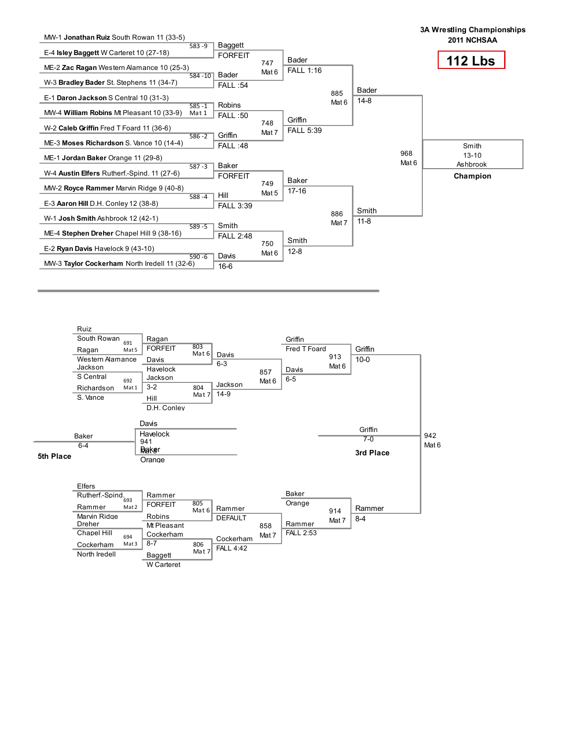# 3A Wrestling Championships
## 2011 NCHSAA

## 112 Lbs

### Championship Bracket

**First Round**

| Bout | Wrestler 1 | Wrestler 2 | Winner | Result |
|---|---|---|---|---|
| 583 - 9 | MW-1 **Jonathan Ruiz** South Rowan 11 (33-5) | E-4 **Isley Baggett** W Carteret 10 (27-18) | Baggett | FORFEIT |
| 584 - 10 | ME-2 **Zac Ragan** Western Alamance 10 (25-3) | W-3 **Bradley Bader** St. Stephens 11 (34-7) | Bader | FALL :54 |
| 585 - 1 (Mat 1) | E-1 **Daron Jackson** S Central 10 (31-3) | MW-4 **William Robins** Mt Pleasant 10 (33-9) | Robins | FALL :50 |
| 586 - 2 | W-2 **Caleb Griffin** Fred T Foard 11 (36-6) | ME-3 **Moses Richardson** S. Vance 10 (14-4) | Griffin | FALL :48 |
| 587 - 3 | ME-1 **Jordan Baker** Orange 11 (29-8) | W-4 **Austin Elfers** Rutherf.-Spind. 11 (27-6) | Baker | FORFEIT |
| 588 - 4 | MW-2 **Royce Rammer** Marvin Ridge 9 (40-8) | E-3 **Aaron Hill** D.H. Conley 12 (38-8) | Hill | FALL 3:39 |
| 589 - 5 | W-1 **Josh Smith** Ashbrook 12 (42-1) | ME-4 **Stephen Dreher** Chapel Hill 9 (38-16) | Smith | FALL 2:48 |
| 590 - 6 | E-2 **Ryan Davis** Havelock 9 (43-10) | MW-3 **Taylor Cockerham** North Iredell 11 (32-6) | Davis | 16-6 |

**Quarterfinals**

| Bout | Winner | Result |
|---|---|---|
| 747 Mat 6 | Bader | FALL 1:16 |
| 748 Mat 7 | Griffin | FALL 5:39 |
| 749 Mat 5 | Baker | 17-16 |
| 750 Mat 6 | Smith | 12-8 |

**Semifinals**

| Bout | Winner | Result |
|---|---|---|
| 885 Mat 6 | Bader | 14-8 |
| 886 Mat 7 | Smith | 11-8 |

**Final**

| Bout | Winner | Result |
|---|---|---|
| 968 Mat 6 | Smith, Ashbrook | 13-10 |

**Champion**: Smith, Ashbrook

### Consolation Bracket

| Bout | Wrestler 1 | Wrestler 2 | Winner | Result |
|---|---|---|---|---|
| 691 Mat 5 | Ruiz, South Rowan | Ragan, Western Alamance | Ragan | FORFEIT |
| 692 Mat 1 | Jackson, S Central | Richardson, S. Vance | Jackson | 3-2 |
| 693 Mat 2 | Elfers, Rutherf.-Spind. | Rammer, Marvin Ridge | Rammer | FORFEIT |
| 694 Mat 3 | Dreher, Chapel Hill | Cockerham, North Iredell | Cockerham | 8-7 |
| 803 Mat 6 | Ragan | Davis, Havelock | Davis | 6-3 |
| 804 Mat 7 | Jackson | Hill, D.H. Conley | Jackson | 14-9 |
| 805 Mat 6 | Rammer | Robins, Mt Pleasant | Rammer | DEFAULT |
| 806 Mat 7 | Cockerham | Baggett, W Carteret | Cockerham | FALL 4:42 |
| 857 Mat 6 | Davis | Jackson | Davis | 6-5 |
| 858 Mat 7 | Rammer | Cockerham | Rammer | FALL 2:53 |
| 913 Mat 6 | Griffin, Fred T Foard | Davis | Griffin | 10-0 |
| 914 Mat 7 | Baker, Orange | Rammer | Rammer | 8-4 |
| 941 Mat 8 | Davis, Havelock | Baker, Orange | Baker | 6-4 |
| 942 Mat 6 | Griffin | Rammer | Griffin | 7-0 |

**5th Place**: Baker (6-4)

**3rd Place**: Griffin (7-0)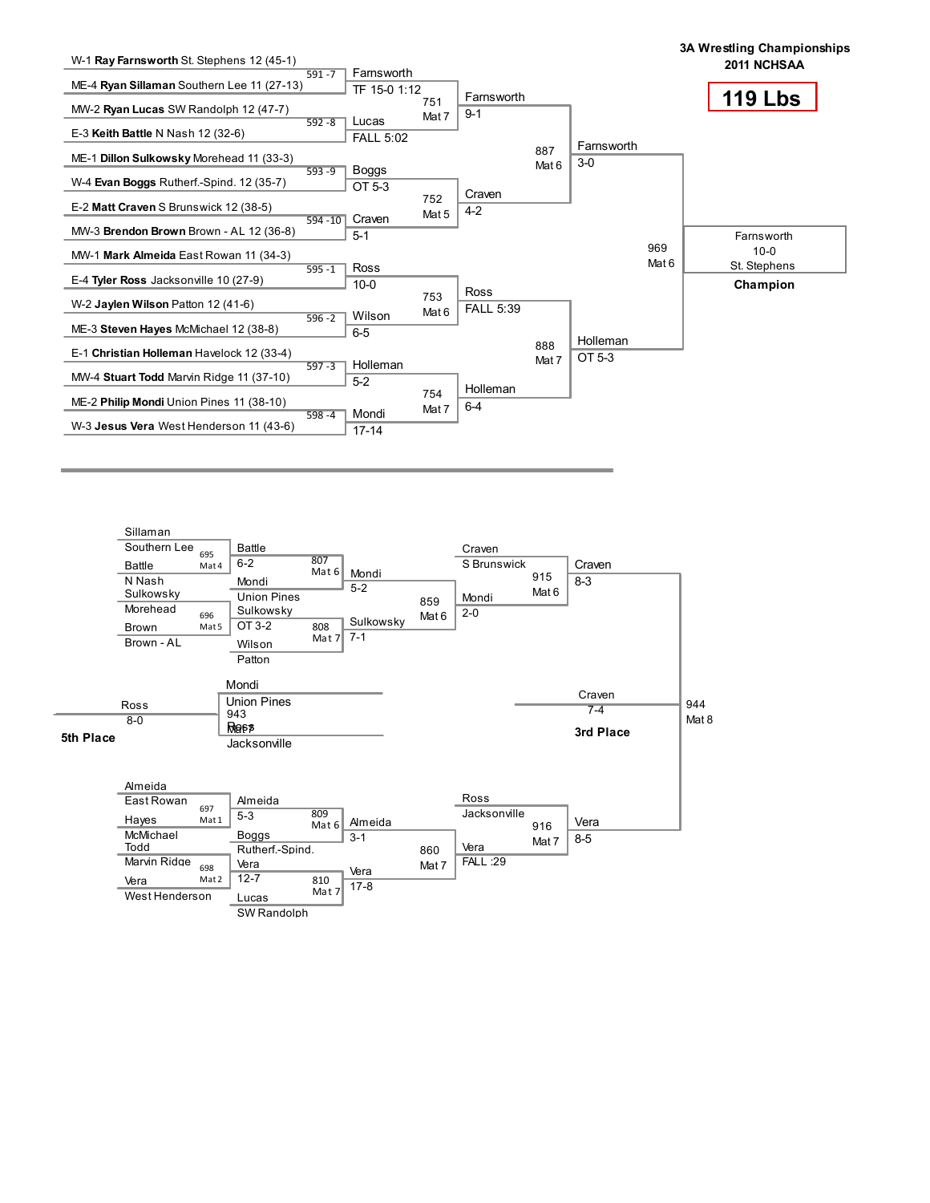# 3A Wrestling Championships
## 2011 NCHSAA
## 119 Lbs

### Championship Bracket

**First Round**

| Bout | Wrestler 1 | Wrestler 2 | Winner | Result |
|---|---|---|---|---|
| 591 - 7 | W-1 **Ray Farnsworth** St. Stephens 12 (45-1) | ME-4 **Ryan Sillaman** Southern Lee 11 (27-13) | Farnsworth | TF 15-0 1:12 |
| 592 - 8 | MW-2 **Ryan Lucas** SW Randolph 12 (47-7) | E-3 **Keith Battle** N Nash 12 (32-6) | Lucas | FALL 5:02 |
| 593 - 9 | ME-1 **Dillon Sulkowsky** Morehead 11 (33-3) | W-4 **Evan Boggs** Rutherf.-Spind. 12 (35-7) | Boggs | OT 5-3 |
| 594 - 10 | E-2 **Matt Craven** S Brunswick 12 (38-5) | MW-3 **Brendon Brown** Brown - AL 12 (36-8) | Craven | 5-1 |
| 595 - 1 | MW-1 **Mark Almeida** East Rowan 11 (34-3) | E-4 **Tyler Ross** Jacksonville 10 (27-9) | Ross | 10-0 |
| 596 - 2 | W-2 **Jaylen Wilson** Patton 12 (41-6) | ME-3 **Steven Hayes** McMichael 12 (38-8) | Wilson | 6-5 |
| 597 - 3 | E-1 **Christian Holleman** Havelock 12 (33-4) | MW-4 **Stuart Todd** Marvin Ridge 11 (37-10) | Holleman | 5-2 |
| 598 - 4 | ME-2 **Philip Mondi** Union Pines 11 (38-10) | W-3 **Jesus Vera** West Henderson 11 (43-6) | Mondi | 17-14 |

**Quarterfinals**

| Bout | Mat | Winner | Result |
|---|---|---|---|
| 751 | Mat 7 | Farnsworth | 9-1 |
| 752 | Mat 5 | Craven | 4-2 |
| 753 | Mat 6 | Ross | FALL 5:39 |
| 754 | Mat 7 | Holleman | 6-4 |

**Semifinals**

| Bout | Mat | Winner | Result |
|---|---|---|---|
| 887 | Mat 6 | Farnsworth | 3-0 |
| 888 | Mat 7 | Holleman | OT 5-3 |

**Final**

| Bout | Mat | Winner | Result |
|---|---|---|---|
| 969 | Mat 6 | Farnsworth, St. Stephens | 10-0 |

**Champion:** Farnsworth, St. Stephens

### Consolation Bracket

| Bout | Mat | Wrestler 1 | Wrestler 2 | Winner | Result |
|---|---|---|---|---|---|
| 695 | Mat 4 | Sillaman, Southern Lee | Battle, N Nash | Battle | |
| 696 | Mat 5 | Sulkowsky, Morehead | Brown, Brown - AL | Sulkowsky | |
| 697 | Mat 1 | Almeida, East Rowan | Hayes, McMichael | Almeida | |
| 698 | Mat 2 | Todd, Marvin Ridge | Vera, West Henderson | Vera | |
| 807 | Mat 6 | Battle | Mondi, Union Pines | Mondi | 6-2 |
| 808 | Mat 7 | Sulkowsky | Wilson, Patton | Sulkowsky | OT 3-2 |
| 809 | Mat 6 | Almeida | Boggs, Rutherf.-Spind. | Almeida | 5-3 |
| 810 | Mat 7 | Vera | Lucas, SW Randolph | Vera | 12-7 |
| 859 | Mat 6 | Mondi | Sulkowsky | Mondi | 5-2 |
| 860 | Mat 7 | Almeida | Vera | Vera | 3-1 |
| 915 | Mat 6 | Craven, S Brunswick | Mondi | Craven | 2-0 |
| 916 | Mat 7 | Ross, Jacksonville | Vera | Vera | FALL :29 |
| 944 | Mat 8 | Craven | Vera | Craven | 7-4 |
| 943 | Mat 7 | Mondi, Union Pines | Ross, Jacksonville | Ross | 8-0 |

Additional results: Craven 8-3; Vera 8-5; Sulkowsky 7-1; Vera 17-8.

**3rd Place:** Craven (7-4)

**5th Place:** Ross (8-0)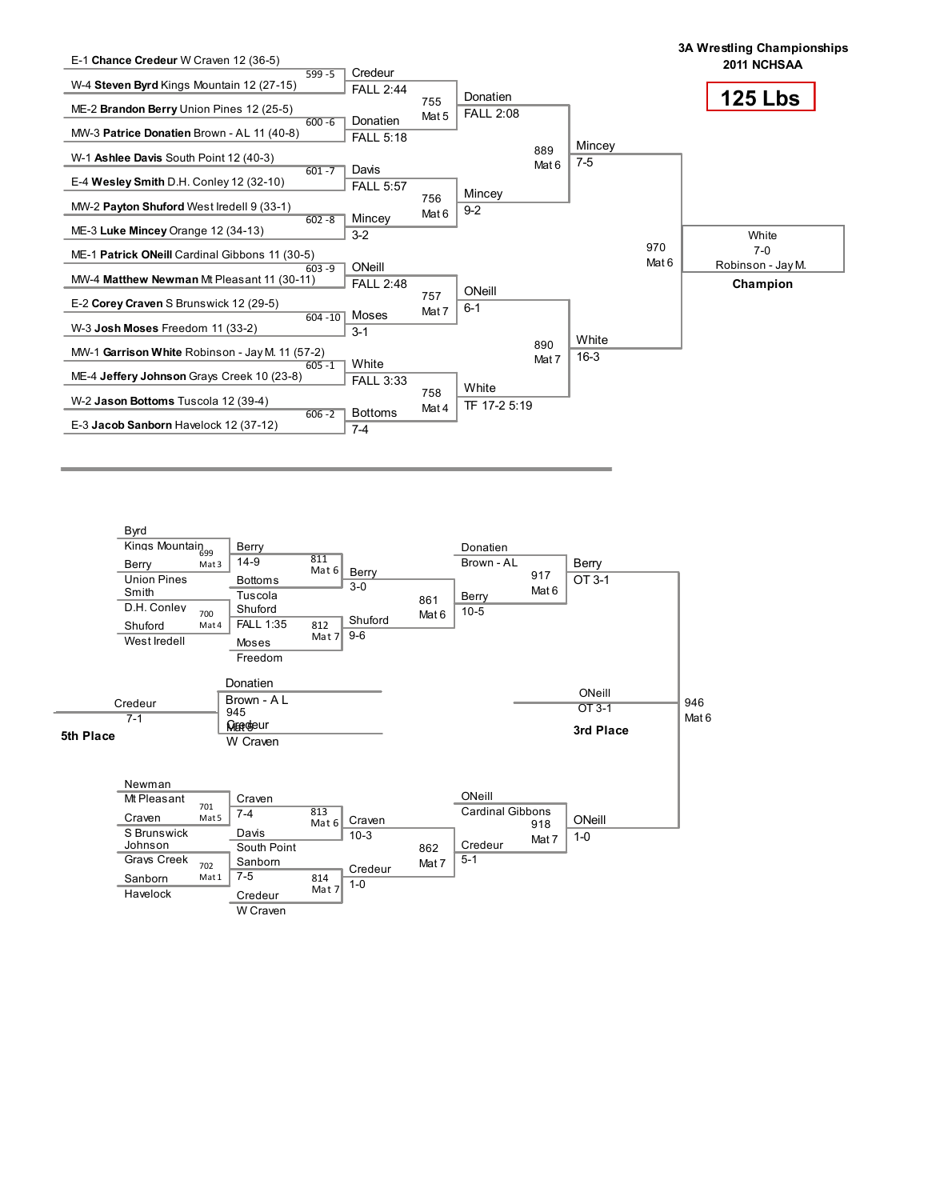# 3A Wrestling Championships
## 2011 NCHSAA

## 125 Lbs

### Championship Bracket

**First Round**

| Bout | Wrestler | Wrestler | Winner | Result |
|---|---|---|---|---|
| 599 -5 | E-1 **Chance Credeur** W Craven 12 (36-5) | W-4 **Steven Byrd** Kings Mountain 12 (27-15) | Credeur | FALL 2:44 |
| 600 -6 | ME-2 **Brandon Berry** Union Pines 12 (25-5) | MW-3 **Patrice Donatien** Brown - AL 11 (40-8) | Donatien | FALL 5:18 |
| 601 -7 | W-1 **Ashlee Davis** South Point 12 (40-3) | E-4 **Wesley Smith** D.H. Conley 12 (32-10) | Davis | FALL 5:57 |
| 602 -8 | MW-2 **Payton Shuford** West Iredell 9 (33-1) | ME-3 **Luke Mincey** Orange 12 (34-13) | Mincey | 3-2 |
| 603 -9 | ME-1 **Patrick ONeill** Cardinal Gibbons 11 (30-5) | MW-4 **Matthew Newman** Mt Pleasant 11 (30-11) | ONeill | FALL 2:48 |
| 604 -10 | E-2 **Corey Craven** S Brunswick 12 (29-5) | W-3 **Josh Moses** Freedom 11 (33-2) | Moses | 3-1 |
| 605 -1 | MW-1 **Garrison White** Robinson - Jay M. 11 (57-2) | ME-4 **Jeffery Johnson** Grays Creek 10 (23-8) | White | FALL 3:33 |
| 606 -2 | W-2 **Jason Bottoms** Tuscola 12 (39-4) | E-3 **Jacob Sanborn** Havelock 12 (37-12) | Bottoms | 7-4 |

**Quarterfinals**

| Bout | Mat | Winner | Result |
|---|---|---|---|
| 755 | Mat 5 | Donatien | FALL 2:08 |
| 756 | Mat 6 | Mincey | 9-2 |
| 757 | Mat 7 | ONeill | 6-1 |
| 758 | Mat 4 | White | TF 17-2 5:19 |

**Semifinals**

| Bout | Mat | Winner | Result |
|---|---|---|---|
| 889 | Mat 6 | Mincey | 7-5 |
| 890 | Mat 7 | White | 16-3 |

**Final**

| Bout | Mat | Winner | Result |
|---|---|---|---|
| 970 | Mat 6 | White, Robinson - Jay M. | 7-0 |

**Champion:** White, Robinson - Jay M.

### Consolation Bracket

| Bout | Mat | Wrestlers | Winner | Result |
|---|---|---|---|---|
| 699 | Mat 3 | Byrd (Kings Mountain) vs Berry (Union Pines) | Berry | 14-9 |
| 700 | Mat 4 | Smith (D.H. Conley) vs Shuford (West Iredell) | Shuford | FALL 1:35 |
| 701 | Mat 5 | Newman (Mt Pleasant) vs Craven (S Brunswick) | Craven | 7-4 |
| 702 | Mat 1 | Johnson (Grays Creek) vs Sanborn (Havelock) | Sanborn | 7-5 |
| 811 | Mat 6 | Berry vs Bottoms (Tuscola) | Berry | 3-0 |
| 812 | Mat 7 | Shuford vs Moses (Freedom) | Shuford | 9-6 |
| 813 | Mat 6 | Craven vs Davis (South Point) | Craven | 10-3 |
| 814 | Mat 7 | Sanborn vs Credeur (W Craven) | Credeur | 1-0 |
| 861 | Mat 6 | Berry vs Shuford | Berry | 10-5 |
| 862 | Mat 7 | Craven vs Credeur | Credeur | 5-1 |
| 917 | Mat 6 | Donatien (Brown - AL) vs Berry | Berry | OT 3-1 |
| 918 | Mat 7 | ONeill (Cardinal Gibbons) vs Credeur | ONeill | 1-0 |
| 946 | Mat 6 | Berry vs ONeill | ONeill | OT 3-1 |
| 945 | Mat 6 | Donatien (Brown - A L) vs Credeur (W Craven) | Credeur | 7-1 |

**3rd Place:** ONeill (OT 3-1)

**5th Place:** Credeur (7-1)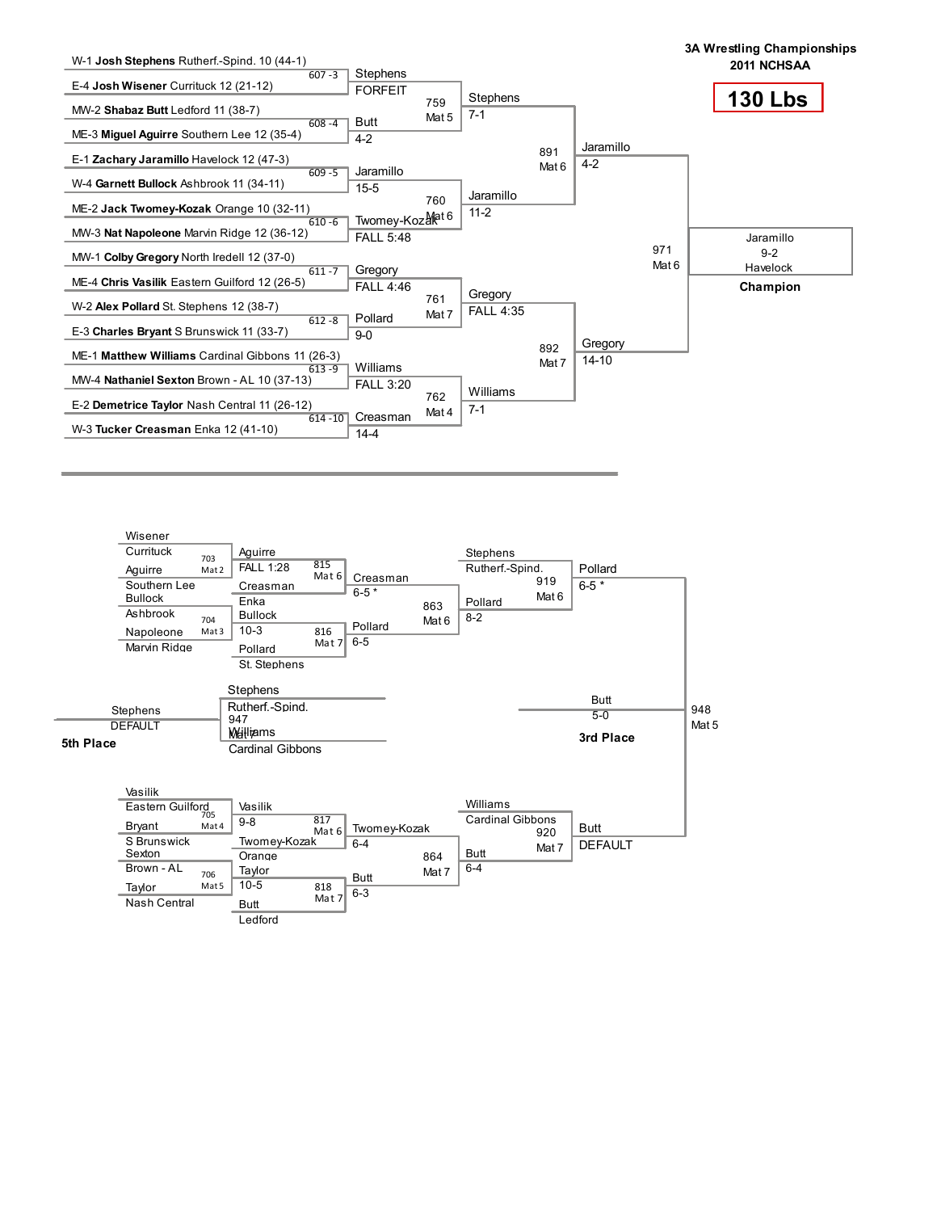# 3A Wrestling Championships
## 2011 NCHSAA

## 130 Lbs

### Championship Bracket

**First Round**

| Bout | Wrestler 1 | Wrestler 2 | Winner | Result |
|---|---|---|---|---|
| 607 - 3 | W-1 **Josh Stephens** Rutherf.-Spind. 10 (44-1) | E-4 **Josh Wisener** Currituck 12 (21-12) | Stephens | FORFEIT |
| 608 - 4 | MW-2 **Shabaz Butt** Ledford 11 (38-7) | ME-3 **Miguel Aguirre** Southern Lee 12 (35-4) | Butt | 4-2 |
| 609 - 5 | E-1 **Zachary Jaramillo** Havelock 12 (47-3) | W-4 **Garnett Bullock** Ashbrook 11 (34-11) | Jaramillo | 15-5 |
| 610 - 6 | ME-2 **Jack Twomey-Kozak** Orange 10 (32-11) | MW-3 **Nat Napoleone** Marvin Ridge 12 (36-12) | Twomey-Kozak | FALL 5:48 |
| 611 - 7 | MW-1 **Colby Gregory** North Iredell 12 (37-0) | ME-4 **Chris Vasilik** Eastern Guilford 12 (26-5) | Gregory | FALL 4:46 |
| 612 - 8 | W-2 **Alex Pollard** St. Stephens 12 (38-7) | E-3 **Charles Bryant** S Brunswick 11 (33-7) | Pollard | 9-0 |
| 613 - 9 | ME-1 **Matthew Williams** Cardinal Gibbons 11 (26-3) | MW-4 **Nathaniel Sexton** Brown - AL 10 (37-13) | Williams | FALL 3:20 |
| 614 - 10 | E-2 **Demetrice Taylor** Nash Central 11 (26-12) | W-3 **Tucker Creasman** Enka 12 (41-10) | Creasman | 14-4 |

**Quarterfinals**

| Bout | Mat | Winner | Result |
|---|---|---|---|
| 759 | Mat 5 | Stephens | 7-1 |
| 760 | Mat 6 | Jaramillo | 11-2 |
| 761 | Mat 7 | Gregory | FALL 4:35 |
| 762 | Mat 4 | Williams | 7-1 |

**Semifinals**

| Bout | Mat | Winner | Result |
|---|---|---|---|
| 891 | Mat 6 | Jaramillo | 4-2 |
| 892 | Mat 7 | Gregory | 14-10 |

**Final**

| Bout | Mat | Winner | Result |
|---|---|---|---|
| 971 | Mat 6 | Jaramillo (Havelock) | 9-2 |

**Champion:** Jaramillo, Havelock

### Consolation Bracket

| Bout | Mat | Wrestler 1 | Wrestler 2 | Winner | Result |
|---|---|---|---|---|---|
| 703 | Mat 2 | Wisener (Currituck) | Aguirre (Southern Lee) | Aguirre | FALL 1:28 |
| 704 | Mat 3 | Bullock (Ashbrook) | Napoleone (Marvin Ridge) | Bullock | 10-3 |
| 705 | Mat 4 | Vasilik (Eastern Guilford) | Bryant (S Brunswick) | Vasilik | 9-8 |
| 706 | Mat 5 | Sexton (Brown - AL) | Taylor (Nash Central) | Taylor | 10-5 |
| 815 | Mat 6 | Aguirre | Creasman (Enka) | Creasman | 6-5 * |
| 816 | Mat 7 | Bullock | Pollard (St. Stephens) | Pollard | 6-5 |
| 817 | Mat 6 | Vasilik | Twomey-Kozak (Orange) | Twomey-Kozak | 6-4 |
| 818 | Mat 7 | Taylor | Butt (Ledford) | Butt | 6-3 |
| 863 | Mat 6 | Creasman | Pollard | Pollard | 8-2 |
| 864 | Mat 7 | Twomey-Kozak | Butt | Butt | 6-4 |
| 919 | Mat 6 | Stephens (Rutherf.-Spind.) | Pollard | Pollard | 6-5 * |
| 920 | Mat 7 | Williams (Cardinal Gibbons) | Butt | Butt | DEFAULT |

**3rd Place**

| Bout | Mat | Wrestler 1 | Wrestler 2 | Winner | Result |
|---|---|---|---|---|---|
| 948 | Mat 5 | Pollard | Butt | Butt | 5-0 |

**5th Place**

| Bout | Mat | Wrestler 1 | Wrestler 2 | Winner | Result |
|---|---|---|---|---|---|
| 947 | Mat 7 | Stephens (Rutherf.-Spind.) | Williams (Cardinal Gibbons) | Stephens | DEFAULT |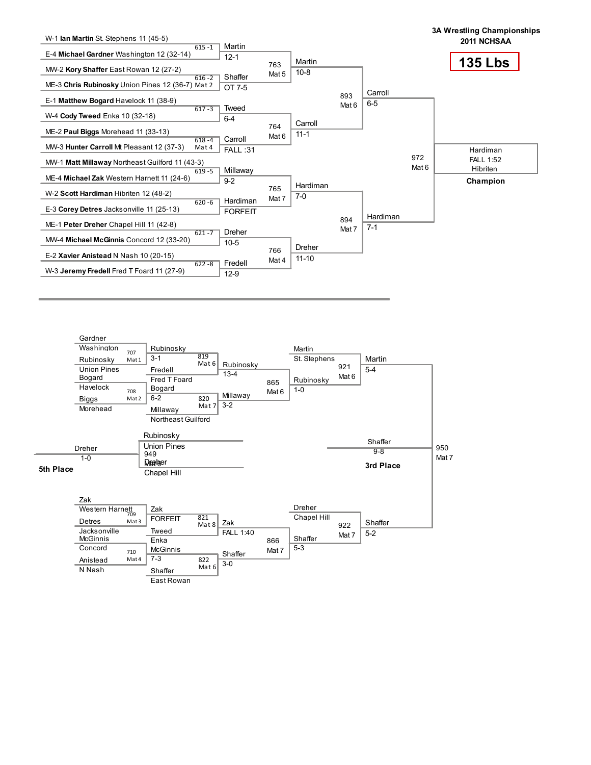# 3A Wrestling Championships
## 2011 NCHSAA

## 135 Lbs

### Championship Bracket

**First Round**

| Bout | Wrestler 1 | Wrestler 2 | Mat | Winner | Score |
|---|---|---|---|---|---|
| 615 -1 | W-1 **Ian Martin** St. Stephens 11 (45-5) | E-4 **Michael Gardner** Washington 12 (32-14) | | Martin | 12-1 |
| 616 -2 | MW-2 **Kory Shaffer** East Rowan 12 (27-2) | ME-3 **Chris Rubinosky** Union Pines 12 (36-7) | Mat 2 | Shaffer | OT 7-5 |
| 617 -3 | E-1 **Matthew Bogard** Havelock 11 (38-9) | W-4 **Cody Tweed** Enka 10 (32-18) | | Tweed | 6-4 |
| 618 -4 | ME-2 **Paul Biggs** Morehead 11 (33-13) | MW-3 **Hunter Carroll** Mt Pleasant 12 (37-3) | Mat 4 | Carroll | FALL :31 |
| 619 -5 | MW-1 **Matt Millaway** Northeast Guilford 11 (43-3) | ME-4 **Michael Zak** Western Harnett 11 (24-6) | | Millaway | 9-2 |
| 620 -6 | W-2 **Scott Hardiman** Hibriten 12 (48-2) | E-3 **Corey Detres** Jacksonville 11 (25-13) | | Hardiman | FORFEIT |
| 621 -7 | ME-1 **Peter Dreher** Chapel Hill 11 (42-8) | MW-4 **Michael McGinnis** Concord 12 (33-20) | | Dreher | 10-5 |
| 622 -8 | E-2 **Xavier Anistead** N Nash 10 (20-15) | W-3 **Jeremy Fredell** Fred T Foard 11 (27-9) | | Fredell | 12-9 |

**Quarterfinals**

| Bout | Mat | Winner | Score |
|---|---|---|---|
| 763 | Mat 5 | Martin | 10-8 |
| 764 | Mat 6 | Carroll | 11-1 |
| 765 | Mat 7 | Hardiman | 7-0 |
| 766 | Mat 4 | Dreher | 11-10 |

**Semifinals**

| Bout | Mat | Winner | Score |
|---|---|---|---|
| 893 | Mat 6 | Carroll | 6-5 |
| 894 | Mat 7 | Hardiman | 7-1 |

**Final**

| Bout | Mat | Winner | Score |
|---|---|---|---|
| 972 | Mat 6 | Hardiman (Hibriten) | FALL 1:52 |

**Champion:** Hardiman, Hibriten

### Consolation Bracket

| Bout | Mat | Wrestler 1 | Wrestler 2 | Winner | Score |
|---|---|---|---|---|---|
| 707 | Mat 1 | Gardner (Washington) | Rubinosky (Union Pines) | Rubinosky | 3-1 |
| 708 | Mat 2 | Bogard (Havelock) | Biggs (Morehead) | Bogard | 6-2 |
| 709 | Mat 3 | Zak (Western Harnett) | Detres (Jacksonville) | Zak | FORFEIT |
| 710 | Mat 4 | McGinnis (Concord) | Anistead (N Nash) | McGinnis | 7-3 |
| 819 | Mat 6 | Rubinosky | Fredell (Fred T Foard) | Rubinosky | 13-4 |
| 820 | Mat 7 | Bogard | Millaway (Northeast Guilford) | Millaway | 3-2 |
| 821 | Mat 8 | Zak | Tweed (Enka) | Zak | FALL 1:40 |
| 822 | Mat 6 | McGinnis | Shaffer (East Rowan) | Shaffer | 3-0 |
| 865 | Mat 6 | Rubinosky | Millaway | Rubinosky | 1-0 |
| 866 | Mat 7 | Zak | Shaffer | Shaffer | 5-3 |
| 921 | Mat 6 | Martin (St. Stephens) | Rubinosky | Martin | 5-4 |
| 922 | Mat 7 | Dreher (Chapel Hill) | Shaffer | Shaffer | 5-2 |

**3rd Place** (950, Mat 7): Shaffer 9-8

**5th Place** (949, Mat 8): Rubinosky (Union Pines) vs. Dreher (Chapel Hill) — Dreher 1-0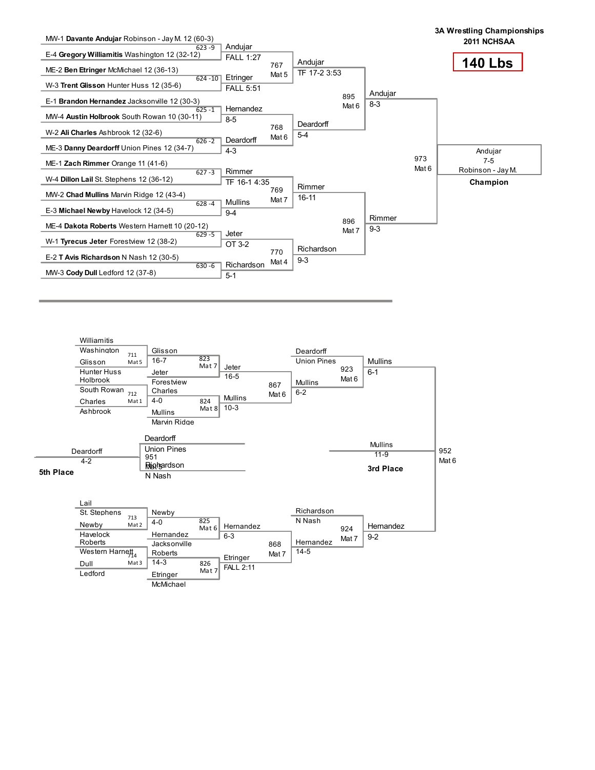# 3A Wrestling Championships
## 2011 NCHSAA

## 140 Lbs

### Championship Bracket

**First Round**

| Match | Wrestler 1 | Wrestler 2 | Winner | Result |
|---|---|---|---|---|
| 623 -9 | MW-1 **Davante Andujar** Robinson - Jay M. 12 (60-3) | E-4 **Gregory Williamitis** Washington 12 (32-12) | Andujar | FALL 1:27 |
| 624 -10 | ME-2 **Ben Etringer** McMichael 12 (36-13) | W-3 **Trent Glisson** Hunter Huss 12 (35-6) | Etringer | FALL 5:51 |
| 625 -1 | E-1 **Brandon Hernandez** Jacksonville 12 (30-3) | MW-4 **Austin Holbrook** South Rowan 10 (30-11) | Hernandez | 8-5 |
| 626 -2 | W-2 **Ali Charles** Ashbrook 12 (32-6) | ME-3 **Danny Deardorff** Union Pines 12 (34-7) | Deardorff | 4-3 |
| 627 -3 | ME-1 **Zach Rimmer** Orange 11 (41-6) | W-4 **Dillon Lail** St. Stephens 12 (36-12) | Rimmer | TF 16-1 4:35 |
| 628 -4 | MW-2 **Chad Mullins** Marvin Ridge 12 (43-4) | E-3 **Michael Newby** Havelock 12 (34-5) | Mullins | 9-4 |
| 629 -5 | ME-4 **Dakota Roberts** Western Harnett 10 (20-12) | W-1 **Tyrecus Jeter** Forestview 12 (38-2) | Jeter | OT 3-2 |
| 630 -6 | E-2 **T Avis Richardson** N Nash 12 (30-5) | MW-3 **Cody Dull** Ledford 12 (37-8) | Richardson | 5-1 |

**Quarterfinals**

| Match | Winner | Result |
|---|---|---|
| 767 Mat 5 | Andujar | TF 17-2 3:53 |
| 768 Mat 6 | Deardorff | 5-4 |
| 769 Mat 7 | Rimmer | 16-11 |
| 770 Mat 4 | Richardson | 9-3 |

**Semifinals**

| Match | Winner | Result |
|---|---|---|
| 895 Mat 6 | Andujar | 8-3 |
| 896 Mat 7 | Rimmer | 9-3 |

**Final**

| Match | Winner | Result |
|---|---|---|
| 973 Mat 6 | Andujar, Robinson - Jay M. | 7-5 |

**Champion:** Andujar, Robinson - Jay M. (7-5)

### Consolation Bracket

| Match | Wrestler 1 | Wrestler 2 | Winner | Result |
|---|---|---|---|---|
| 711 Mat 5 | Williamitis, Washington | Glisson, Hunter Huss | Glisson | 16-7 |
| 712 Mat 1 | Holbrook, South Rowan | Charles, Ashbrook | Charles | 4-0 |
| 713 Mat 2 | Lail, St. Stephens | Newby, Havelock | Newby | 4-0 |
| 714 Mat 3 | Roberts, Western Harnett | Dull, Ledford | Roberts | 14-3 |
| 823 Mat 7 | Glisson | Jeter, Forestview | Jeter | 16-5 |
| 824 Mat 8 | Charles | Mullins, Marvin Ridge | Mullins | 10-3 |
| 825 Mat 6 | Newby | Hernandez, Jacksonville | Hernandez | 6-3 |
| 826 Mat 7 | Roberts | Etringer, McMichael | Etringer | FALL 2:11 |
| 867 Mat 6 | Jeter | Mullins | Mullins | 6-2 |
| 868 Mat 7 | Hernandez | Etringer | Hernandez | 14-5 |
| 923 Mat 6 | Deardorff, Union Pines | Mullins | Mullins | 6-1 |
| 924 Mat 7 | Richardson, N Nash | Hernandez | Hernandez | 9-2 |

**3rd Place (952 Mat 6):** Mullins, 11-9

**5th Place (951 Mat 5):** Deardorff (Union Pines) vs. Richardson (N Nash) — Deardorff, 4-2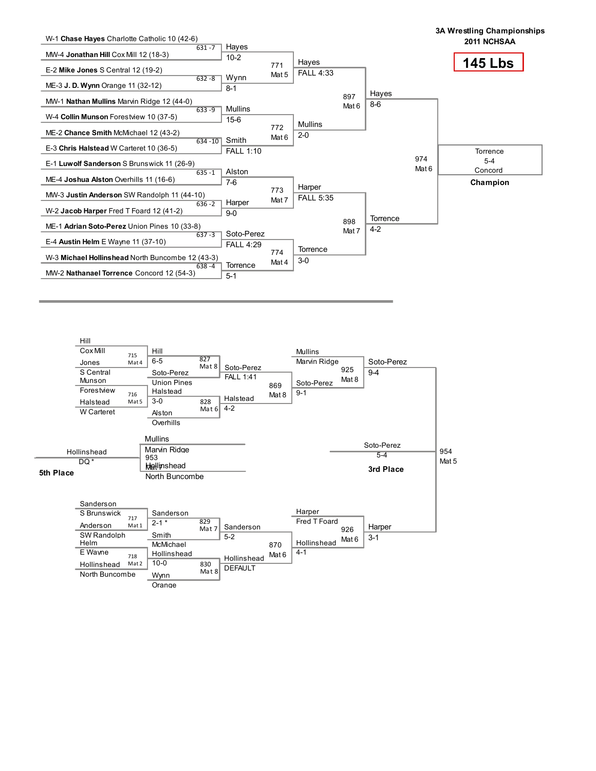# 3A Wrestling Championships
## 2011 NCHSAA
## 145 Lbs

### Championship Bracket

**First Round**

| Bout | Wrestler 1 | Wrestler 2 | Winner | Result |
|---|---|---|---|---|
| 631 -7 | W-1 **Chase Hayes** Charlotte Catholic 10 (42-6) | MW-4 **Jonathan Hill** Cox Mill 12 (18-3) | Hayes | 10-2 |
| 632 -8 | E-2 **Mike Jones** S Central 12 (19-2) | ME-3 **J. D. Wynn** Orange 11 (32-12) | Wynn | 8-1 |
| 633 -9 | MW-1 **Nathan Mullins** Marvin Ridge 12 (44-0) | W-4 **Collin Munson** Forestview 10 (37-5) | Mullins | 15-6 |
| 634 -10 | ME-2 **Chance Smith** McMichael 12 (43-2) | E-3 **Chris Halstead** W Carteret 10 (36-5) | Smith | FALL 1:10 |
| 635 -1 | E-1 **Luwolf Sanderson** S Brunswick 11 (26-9) | ME-4 **Joshua Alston** Overhills 11 (16-6) | Alston | 7-6 |
| 636 -2 | MW-3 **Justin Anderson** SW Randolph 11 (44-10) | W-2 **Jacob Harper** Fred T Foard 12 (41-2) | Harper | 9-0 |
| 637 -3 | ME-1 **Adrian Soto-Perez** Union Pines 10 (33-8) | E-4 **Austin Helm** E Wayne 11 (37-10) | Soto-Perez | FALL 4:29 |
| 638 -4 | W-3 **Michael Hollinshead** North Buncombe 12 (43-3) | MW-2 **Nathanael Torrence** Concord 12 (54-3) | Torrence | 5-1 |

**Quarterfinals**

| Bout | Matchup | Winner | Result |
|---|---|---|---|
| 771 Mat 5 | Hayes vs. Wynn | Hayes | FALL 4:33 |
| 772 Mat 6 | Mullins vs. Smith | Mullins | 2-0 |
| 773 Mat 7 | Alston vs. Harper | Harper | FALL 5:35 |
| 774 Mat 4 | Soto-Perez vs. Torrence | Torrence | 3-0 |

**Semifinals**

| Bout | Matchup | Winner | Result |
|---|---|---|---|
| 897 Mat 6 | Hayes vs. Mullins | Hayes | 8-6 |
| 898 Mat 7 | Harper vs. Torrence | Torrence | 4-2 |

**Final**

| Bout | Matchup | Winner | Result |
|---|---|---|---|
| 974 Mat 6 | Hayes vs. Torrence | Torrence (Concord) | 5-4 |

**Champion: Torrence, Concord**

### Consolation Bracket

| Bout | Matchup | Winner | Result |
|---|---|---|---|
| 715 Mat 4 | Hill (Cox Mill) vs. Jones (S Central) | Hill | |
| 716 Mat 5 | Munson (Forestview) vs. Halstead (W Carteret) | Halstead | |
| 717 Mat 1 | Sanderson (S Brunswick) vs. Anderson (SW Randolph) | Sanderson | |
| 718 Mat 2 | Helm (E Wayne) vs. Hollinshead (North Buncombe) | Hollinshead | |
| 827 Mat 8 | Hill vs. Soto-Perez (Union Pines) | Soto-Perez | 6-5 |
| 828 Mat 6 | Halstead vs. Alston (Overhills) | Halstead | 3-0 |
| 829 Mat 7 | Sanderson vs. Smith (McMichael) | Sanderson | 2-1 * |
| 830 Mat 8 | Hollinshead vs. Wynn (Orange) | Hollinshead | 10-0 |
| 869 Mat 8 | Soto-Perez vs. Halstead | Soto-Perez | FALL 1:41 |
| 870 Mat 6 | Sanderson vs. Hollinshead | Hollinshead | DEFAULT |
| 925 Mat 8 | Mullins (Marvin Ridge) vs. Soto-Perez | Soto-Perez | 9-1 |
| 926 Mat 6 | Harper (Fred T Foard) vs. Hollinshead | Harper | 4-1 |
| 953 Mat 7 | Mullins (Marvin Ridge) vs. Hollinshead (North Buncombe) | Hollinshead | DQ * |
| 954 Mat 5 | Soto-Perez vs. Harper | Soto-Perez | 5-4 |

Semifinal consolation results: Soto-Perez 9-4; Harper 3-1

**3rd Place:** Soto-Perez, 5-4

**5th Place:** Hollinshead, DQ *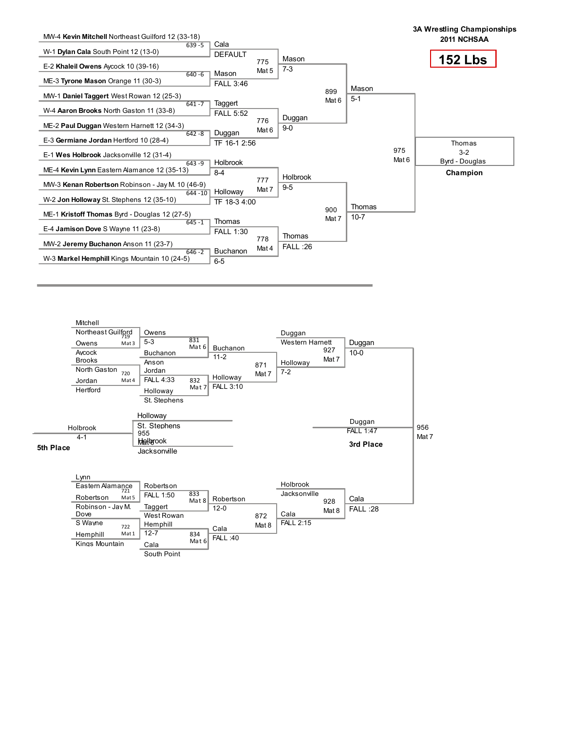**3A Wrestling Championships**
**2011 NCHSAA**

# 152 Lbs

## Championship Bracket

### First Round

| Bout | Wrestler 1 | Wrestler 2 | Winner | Result |
|---|---|---|---|---|
| 639 - 5 | MW-4 **Kevin Mitchell** Northeast Guilford 12 (33-18) | W-1 **Dylan Cala** South Point 12 (13-0) | Cala | DEFAULT |
| 640 - 6 | E-2 **Khaleil Owens** Aycock 10 (39-16) | ME-3 **Tyrone Mason** Orange 11 (30-3) | Mason | FALL 3:46 |
| 641 - 7 | MW-1 **Daniel Taggert** West Rowan 12 (25-3) | W-4 **Aaron Brooks** North Gaston 11 (33-8) | Taggert | FALL 5:52 |
| 642 - 8 | ME-2 **Paul Duggan** Western Harnett 12 (34-3) | E-3 **Germiane Jordan** Hertford 10 (28-4) | Duggan | TF 16-1 2:56 |
| 643 - 9 | E-1 **Wes Holbrook** Jacksonville 12 (31-4) | ME-4 **Kevin Lynn** Eastern Alamance 12 (35-13) | Holbrook | 8-4 |
| 644 - 10 | MW-3 **Kenan Robertson** Robinson - Jay M. 10 (46-9) | W-2 **Jon Holloway** St. Stephens 12 (35-10) | Holloway | TF 18-3 4:00 |
| 645 - 1 | ME-1 **Kristoff Thomas** Byrd - Douglas 12 (27-5) | E-4 **Jamison Dove** S Wayne 11 (23-8) | Thomas | FALL 1:30 |
| 646 - 2 | MW-2 **Jeremy Buchanon** Anson 11 (23-7) | W-3 **Markel Hemphill** Kings Mountain 10 (24-5) | Buchanon | 6-5 |

### Quarterfinals

| Bout | Mat | Winner | Result |
|---|---|---|---|
| 775 | Mat 5 | Mason | 7-3 |
| 776 | Mat 6 | Duggan | 9-0 |
| 777 | Mat 7 | Holbrook | 9-5 |
| 778 | Mat 4 | Thomas | FALL :26 |

### Semifinals

| Bout | Mat | Winner | Result |
|---|---|---|---|
| 899 | Mat 6 | Mason | 5-1 |
| 900 | Mat 7 | Thomas | 10-7 |

### Final

| Bout | Mat | Winner | Result |
|---|---|---|---|
| 975 | Mat 6 | Thomas (Byrd - Douglas) | 3-2 |

**Champion:** Thomas, Byrd - Douglas

## Consolation Bracket

### Consolation Round 1

| Bout | Mat | Wrestler 1 | Wrestler 2 | Winner | Result |
|---|---|---|---|---|---|
| 719 | Mat 3 | Mitchell (Northeast Guilford) | Owens (Aycock) | Owens | 5-3 |
| 720 | Mat 4 | Brooks (North Gaston) | Jordan (Hertford) | Jordan | FALL 4:33 |
| 721 | Mat 5 | Lynn (Eastern Alamance) | Robertson (Robinson - Jay M.) | Robertson | FALL 1:50 |
| 722 | Mat 1 | Dove (S Wayne) | Hemphill (Kings Mountain) | Hemphill | 12-7 |

### Consolation Round 2

| Bout | Mat | Wrestler 1 | Wrestler 2 | Winner | Result |
|---|---|---|---|---|---|
| 831 | Mat 6 | Owens | Buchanon (Anson) | Buchanon | 11-2 |
| 832 | Mat 7 | Jordan | Holloway (St. Stephens) | Holloway | FALL 3:10 |
| 833 | Mat 8 | Robertson | Taggert (West Rowan) | Robertson | 12-0 |
| 834 | Mat 6 | Hemphill | Cala (South Point) | Cala | FALL :40 |

### Consolation Round 3

| Bout | Mat | Wrestler 1 | Wrestler 2 | Winner | Result |
|---|---|---|---|---|---|
| 871 | Mat 7 | Buchanon | Holloway | Holloway | 7-2 |
| 872 | Mat 8 | Robertson | Cala | Cala | FALL 2:15 |

### Consolation Semifinals

| Bout | Mat | Wrestler 1 | Wrestler 2 | Winner | Result |
|---|---|---|---|---|---|
| 927 | Mat 7 | Duggan (Western Harnett) | Holloway | Duggan | 10-0 |
| 928 | Mat 8 | Holbrook (Jacksonville) | Cala | Cala | FALL :28 |

### 3rd Place

| Bout | Mat | Winner | Result |
|---|---|---|---|
| 956 | Mat 7 | Duggan | FALL 1:47 |

**3rd Place:** Duggan

### 5th Place

| Bout | Mat | Wrestler 1 | Wrestler 2 | Winner | Result |
|---|---|---|---|---|---|
| 955 | Mat 8 | Holloway (St. Stephens) | Holbrook (Jacksonville) | Holbrook | 4-1 |

**5th Place:** Holbrook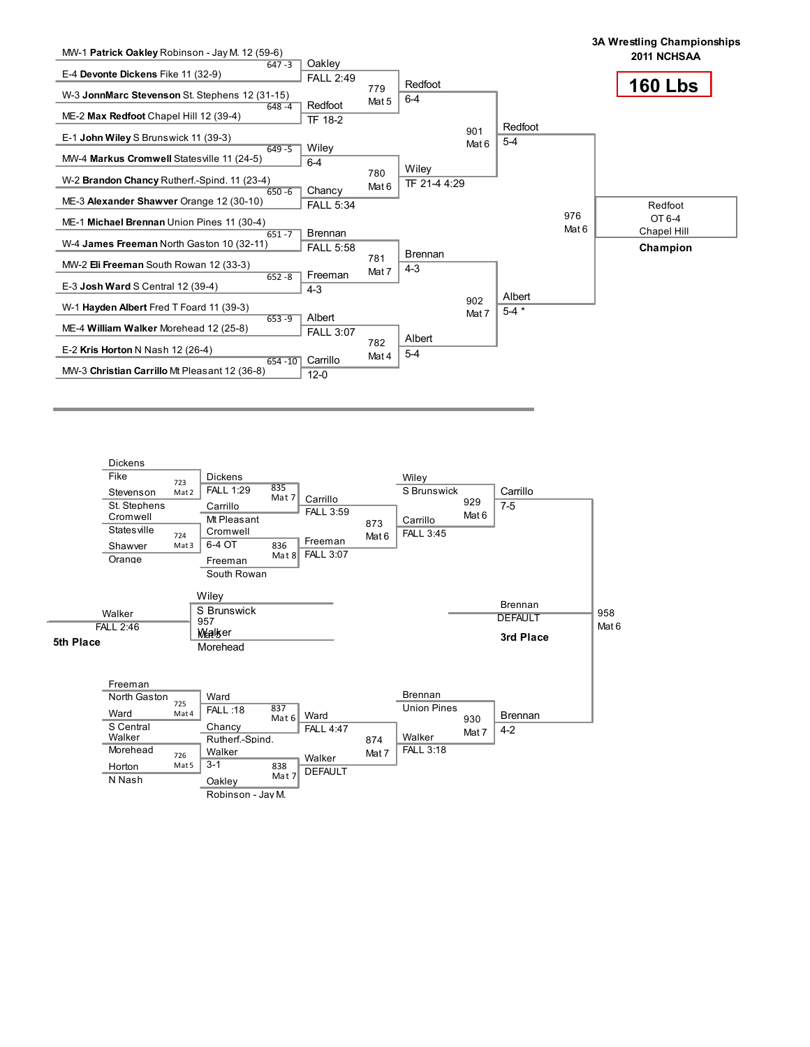# 3A Wrestling Championships
## 2011 NCHSAA

## 160 Lbs

### Championship Bracket

**First Round**

| Bout | Wrestler 1 | Wrestler 2 | Winner | Result |
|---|---|---|---|---|
| 647 -3 | MW-1 **Patrick Oakley** Robinson - Jay M. 12 (59-6) | E-4 **Devonte Dickens** Fike 11 (32-9) | Oakley | FALL 2:49 |
| 648 -4 | W-3 **JonnMarc Stevenson** St. Stephens 12 (31-15) | ME-2 **Max Redfoot** Chapel Hill 12 (39-4) | Redfoot | TF 18-2 |
| 649 -5 | E-1 **John Wiley** S Brunswick 11 (39-3) | MW-4 **Markus Cromwell** Statesville 11 (24-5) | Wiley | 6-4 |
| 650 -6 | W-2 **Brandon Chancy** Rutherf.-Spind. 11 (23-4) | ME-3 **Alexander Shawver** Orange 12 (30-10) | Chancy | FALL 5:34 |
| 651 -7 | ME-1 **Michael Brennan** Union Pines 11 (30-4) | W-4 **James Freeman** North Gaston 10 (32-11) | Brennan | FALL 5:58 |
| 652 -8 | MW-2 **Eli Freeman** South Rowan 12 (33-3) | E-3 **Josh Ward** S Central 12 (39-4) | Freeman | 4-3 |
| 653 -9 | W-1 **Hayden Albert** Fred T Foard 11 (39-3) | ME-4 **William Walker** Morehead 12 (25-8) | Albert | FALL 3:07 |
| 654 -10 | E-2 **Kris Horton** N Nash 12 (26-4) | MW-3 **Christian Carrillo** Mt Pleasant 12 (36-8) | Carrillo | 12-0 |

**Quarterfinals**

| Bout | Mat | Winner | Result |
|---|---|---|---|
| 779 | Mat 5 | Redfoot | 6-4 |
| 780 | Mat 6 | Wiley | TF 21-4 4:29 |
| 781 | Mat 7 | Brennan | 4-3 |
| 782 | Mat 4 | Albert | 5-4 |

**Semifinals**

| Bout | Mat | Winner | Result |
|---|---|---|---|
| 901 | Mat 6 | Redfoot | 5-4 |
| 902 | Mat 7 | Albert | 5-4 * |

**Final**

| Bout | Mat | Winner | Result |
|---|---|---|---|
| 976 | Mat 6 | Redfoot, Chapel Hill | OT 6-4 |

**Champion:** Redfoot, Chapel Hill

### Consolation Bracket

**Consolation Round 1**

| Bout | Mat | Wrestler 1 | Wrestler 2 | Winner | Result |
|---|---|---|---|---|---|
| 723 | Mat 2 | Dickens, Fike | Stevenson, St. Stephens | Dickens | FALL 1:29 |
| 724 | Mat 3 | Cromwell, Statesville | Shawver, Orange | Cromwell | 6-4 OT |
| 725 | Mat 4 | Freeman, North Gaston | Ward, S Central | Ward | FALL :18 |
| 726 | Mat 5 | Walker, Morehead | Horton, N Nash | Walker | 3-1 |

**Consolation Round 2**

| Bout | Mat | Wrestler 1 | Wrestler 2 | Winner | Result |
|---|---|---|---|---|---|
| 835 | Mat 7 | Dickens | Carrillo, Mt Pleasant | Carrillo | FALL 3:59 |
| 836 | Mat 8 | Cromwell | Freeman, South Rowan | Freeman | FALL 3:07 |
| 837 | Mat 6 | Ward | Chancy, Rutherf.-Spind. | Ward | FALL 4:47 |
| 838 | Mat 7 | Walker | Oakley, Robinson - Jay M. | Walker | DEFAULT |

**Consolation Round 3**

| Bout | Mat | Wrestler 1 | Wrestler 2 | Winner | Result |
|---|---|---|---|---|---|
| 873 | Mat 6 | Carrillo | Freeman | Carrillo | FALL 3:45 |
| 874 | Mat 7 | Ward | Walker | Walker | FALL 3:18 |

**Consolation Semifinals**

| Bout | Mat | Wrestler 1 | Wrestler 2 | Winner | Result |
|---|---|---|---|---|---|
| 929 | Mat 6 | Wiley, S Brunswick | Carrillo | Carrillo | 7-5 |
| 930 | Mat 7 | Brennan, Union Pines | Walker | Brennan | 4-2 |

**3rd Place (958, Mat 6):** Brennan — DEFAULT

**5th Place (957, Mat 5):** Wiley, S Brunswick vs. Walker, Morehead — Walker, FALL 2:46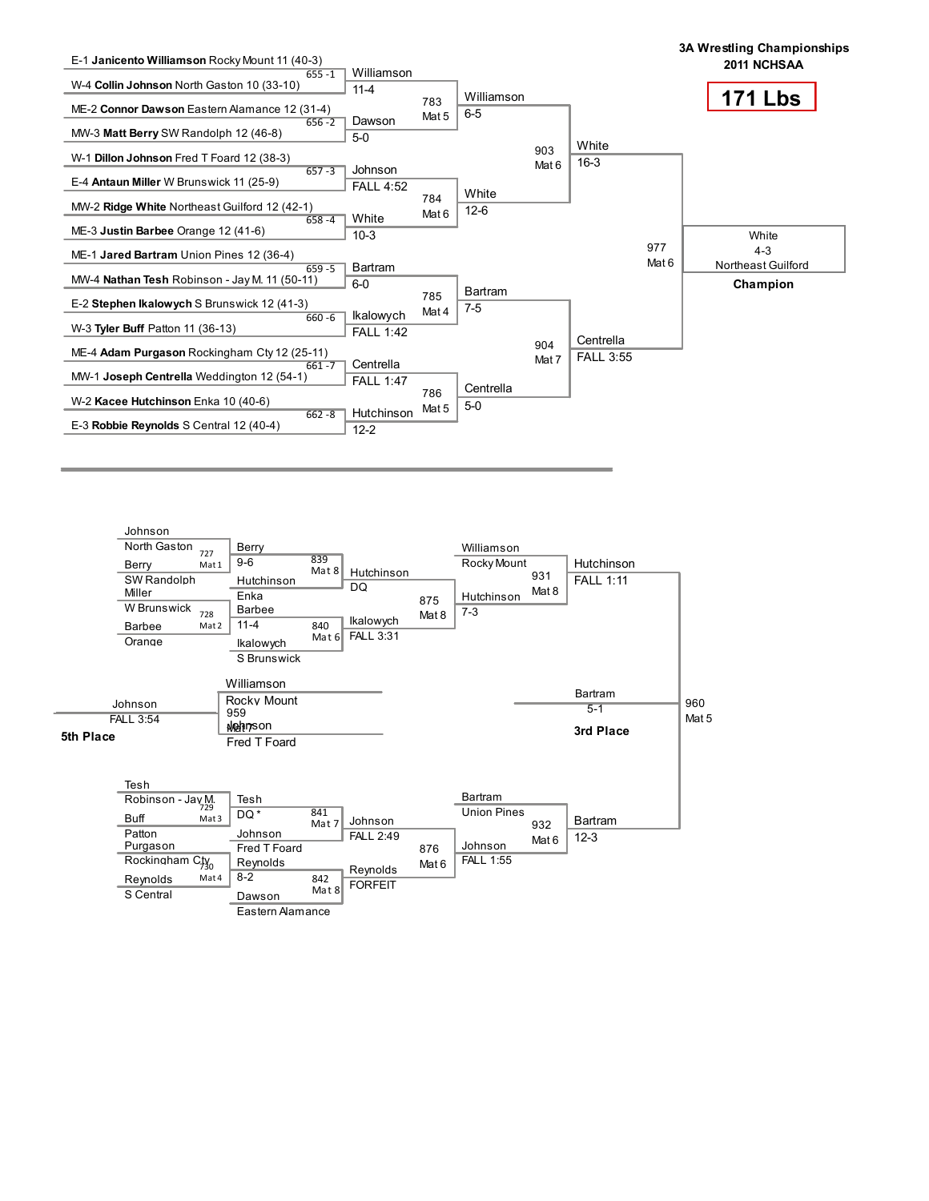# 3A Wrestling Championships

## 2011 NCHSAA

## 171 Lbs

### Championship Bracket

**First Round**

| Bout | Wrestler 1 | Wrestler 2 | Winner | Result |
|---|---|---|---|---|
| 655 -1 | E-1 **Janicento Williamson** Rocky Mount 11 (40-3) | W-4 **Collin Johnson** North Gaston 10 (33-10) | Williamson | 11-4 |
| 656 -2 | ME-2 **Connor Dawson** Eastern Alamance 12 (31-4) | MW-3 **Matt Berry** SW Randolph 12 (46-8) | Dawson | 5-0 |
| 657 -3 | W-1 **Dillon Johnson** Fred T Foard 12 (38-3) | E-4 **Antaun Miller** W Brunswick 11 (25-9) | Johnson | FALL 4:52 |
| 658 -4 | MW-2 **Ridge White** Northeast Guilford 12 (42-1) | ME-3 **Justin Barbee** Orange 12 (41-6) | White | 10-3 |
| 659 -5 | ME-1 **Jared Bartram** Union Pines 12 (36-4) | MW-4 **Nathan Tesh** Robinson - Jay M. 11 (50-11) | Bartram | 6-0 |
| 660 -6 | E-2 **Stephen Ikalowych** S Brunswick 12 (41-3) | W-3 **Tyler Buff** Patton 11 (36-13) | Ikalowych | FALL 1:42 |
| 661 -7 | ME-4 **Adam Purgason** Rockingham Cty 12 (25-11) | MW-1 **Joseph Centrella** Weddington 12 (54-1) | Centrella | FALL 1:47 |
| 662 -8 | W-2 **Kacee Hutchinson** Enka 10 (40-6) | E-3 **Robbie Reynolds** S Central 12 (40-4) | Hutchinson | 12-2 |

**Quarterfinals**

| Bout | Mat | Winner | Result |
|---|---|---|---|
| 783 | Mat 5 | Williamson | 6-5 |
| 784 | Mat 6 | White | 12-6 |
| 785 | Mat 4 | Bartram | 7-5 |
| 786 | Mat 5 | Centrella | 5-0 |

**Semifinals**

| Bout | Mat | Winner | Result |
|---|---|---|---|
| 903 | Mat 6 | White | 16-3 |
| 904 | Mat 7 | Centrella | FALL 3:55 |

**Final**

| Bout | Mat | Winner | Result |
|---|---|---|---|
| 977 | Mat 6 | White, Northeast Guilford | 4-3 |

**Champion:** White, Northeast Guilford

### Consolation Bracket

| Bout | Mat | Wrestler 1 | Wrestler 2 | Winner | Result |
|---|---|---|---|---|---|
| 727 | Mat 1 | Johnson, North Gaston | Berry, SW Randolph | Berry | 9-6 |
| 728 | Mat 2 | Miller, W Brunswick | Barbee, Orange | Barbee | 11-4 |
| 729 | Mat 3 | Tesh, Robinson - Jay M. | Buff, Patton | Tesh | DQ * |
| 730 | Mat 4 | Purgason, Rockingham Cty | Reynolds, S Central | Reynolds | 8-2 |
| 839 | Mat 8 | Berry | Hutchinson, Enka | Hutchinson | DQ |
| 840 | Mat 6 | Barbee | Ikalowych, S Brunswick | Ikalowych | FALL 3:31 |
| 841 | Mat 7 | Tesh | Johnson, Fred T Foard | Johnson | FALL 2:49 |
| 842 | Mat 8 | Reynolds | Dawson, Eastern Alamance | Reynolds | FORFEIT |
| 875 | Mat 8 | Hutchinson | Ikalowych | Hutchinson | 7-3 |
| 876 | Mat 6 | Johnson | Reynolds | Johnson | FALL 1:55 |
| 931 | Mat 8 | Williamson, Rocky Mount | Hutchinson | Hutchinson | FALL 1:11 |
| 932 | Mat 6 | Bartram, Union Pines | Johnson | Bartram | 12-3 |
| 960 | Mat 5 | Hutchinson | Bartram | Bartram | 5-1 |
| 959 | Mat 7 | Williamson, Rocky Mount | Johnson, Fred T Foard | Johnson | FALL 3:54 |

**3rd Place:** Bartram (5-1)

**5th Place:** Johnson (FALL 3:54)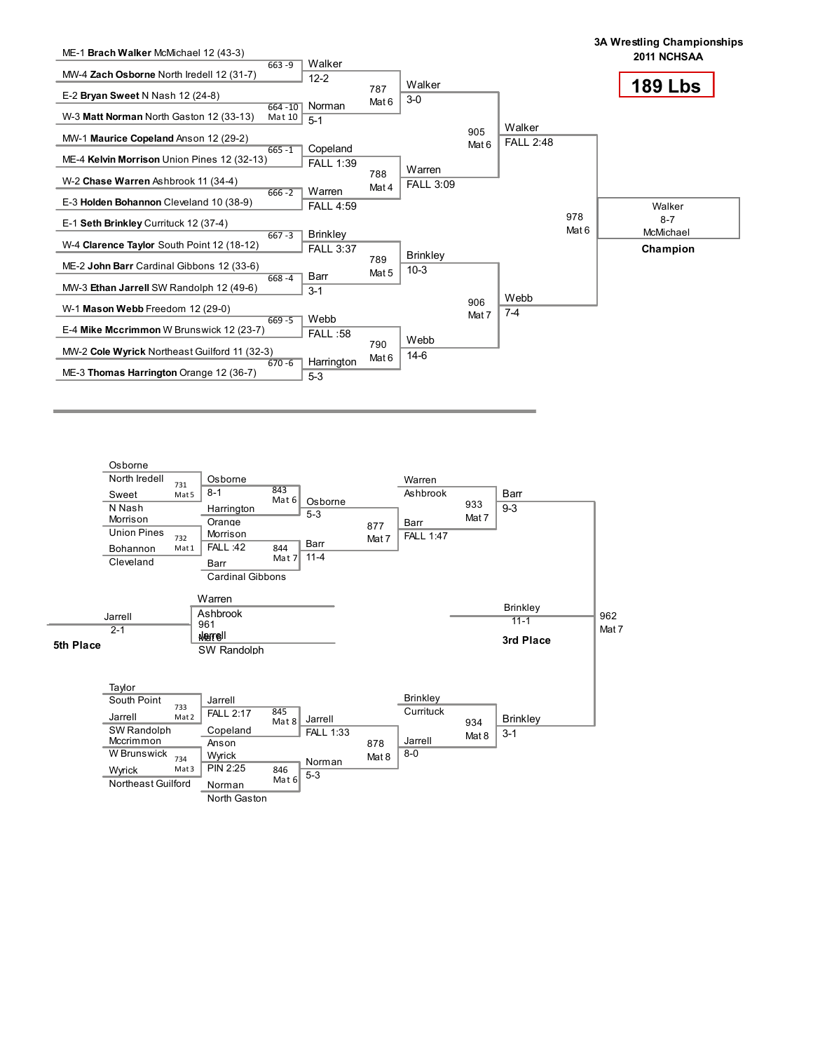# 3A Wrestling Championships
## 2011 NCHSAA

## 189 Lbs

### Championship Bracket

**First Round**

- Match 663 -9: ME-1 **Brach Walker** McMichael 12 (43-3) vs. MW-4 **Zach Osborne** North Iredell 12 (31-7) — Walker 12-2
- Match 664 -10 (Mat 10): E-2 **Bryan Sweet** N Nash 12 (24-8) vs. W-3 **Matt Norman** North Gaston 12 (33-13) — Norman 5-1
- Match 665 -1: MW-1 **Maurice Copeland** Anson 12 (29-2) vs. ME-4 **Kelvin Morrison** Union Pines 12 (32-13) — Copeland FALL 1:39
- Match 666 -2: W-2 **Chase Warren** Ashbrook 11 (34-4) vs. E-3 **Holden Bohannon** Cleveland 10 (38-9) — Warren FALL 4:59
- Match 667 -3: E-1 **Seth Brinkley** Currituck 12 (37-4) vs. W-4 **Clarence Taylor** South Point 12 (18-12) — Brinkley FALL 3:37
- Match 668 -4: ME-2 **John Barr** Cardinal Gibbons 12 (33-6) vs. MW-3 **Ethan Jarrell** SW Randolph 12 (49-6) — Barr 3-1
- Match 669 -5: W-1 **Mason Webb** Freedom 12 (29-0) vs. E-4 **Mike Mccrimmon** W Brunswick 12 (23-7) — Webb FALL :58
- Match 670 -6: MW-2 **Cole Wyrick** Northeast Guilford 11 (32-3) vs. ME-3 **Thomas Harrington** Orange 12 (36-7) — Harrington 5-3

**Quarterfinals**

- Match 787 (Mat 6): Walker vs. Norman — Walker 3-0
- Match 788 (Mat 4): Copeland vs. Warren — Warren FALL 3:09
- Match 789 (Mat 5): Brinkley vs. Barr — Brinkley 10-3
- Match 790 (Mat 6): Webb vs. Harrington — Webb 14-6

**Semifinals**

- Match 905 (Mat 6): Walker vs. Warren — Walker FALL 2:48
- Match 906 (Mat 7): Brinkley vs. Webb — Webb 7-4

**Final**

- Match 978 (Mat 6): Walker vs. Webb — Walker 8-7

**Champion:** Walker, McMichael

### Consolation Bracket

**Consolation Round 1**

- Match 731 (Mat 5): Osborne, North Iredell vs. Sweet, N Nash — Osborne 8-1
- Match 732 (Mat 1): Morrison, Union Pines vs. Bohannon, Cleveland — Morrison FALL :42
- Match 733 (Mat 2): Taylor, South Point vs. Jarrell, SW Randolph — Jarrell FALL 2:17
- Match 734 (Mat 3): Mccrimmon, W Brunswick vs. Wyrick, Northeast Guilford — Wyrick PIN 2:25

**Consolation Round 2**

- Match 843 (Mat 6): Osborne vs. Harrington, Orange — Osborne 5-3
- Match 844 (Mat 7): Morrison vs. Barr, Cardinal Gibbons — Barr 11-4
- Match 845 (Mat 8): Jarrell vs. Copeland, Anson — Jarrell FALL 1:33
- Match 846 (Mat 6): Wyrick vs. Norman, North Gaston — Norman 5-3

**Consolation Quarterfinals**

- Match 877 (Mat 7): Osborne vs. Barr — Barr FALL 1:47
- Match 878 (Mat 8): Jarrell vs. Norman — Jarrell 8-0

**Consolation Semifinals**

- Match 933 (Mat 7): Warren, Ashbrook vs. Barr — Barr 9-3
- Match 934 (Mat 8): Brinkley, Currituck vs. Jarrell — Brinkley 3-1

**3rd Place**

- Match 962 (Mat 7): Barr vs. Brinkley — Brinkley 11-1

**5th Place**

- Match 961 (Mat 6): Warren, Ashbrook vs. Jarrell, SW Randolph — Jarrell 2-1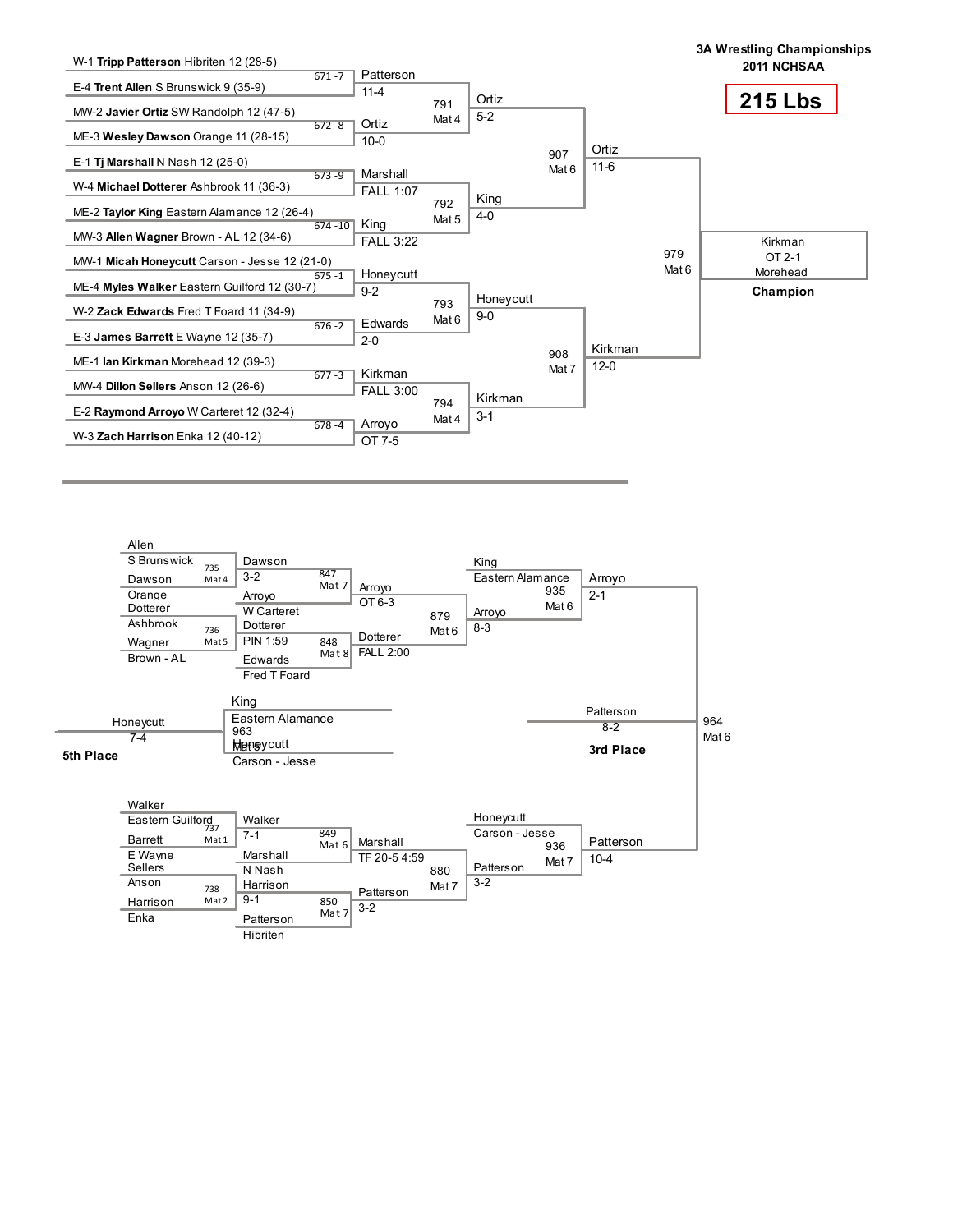# 3A Wrestling Championships
## 2011 NCHSAA

# 215 Lbs

## Championship Bracket

### First Round

| Bout | Wrestler 1 | Wrestler 2 | Winner | Result |
|---|---|---|---|---|
| 671 -7 | W-1 **Tripp Patterson** Hibriten 12 (28-5) | E-4 **Trent Allen** S Brunswick 9 (35-9) | Patterson | 11-4 |
| 672 -8 | MW-2 **Javier Ortiz** SW Randolph 12 (47-5) | ME-3 **Wesley Dawson** Orange 11 (28-15) | Ortiz | 10-0 |
| 673 -9 | E-1 **Tj Marshall** N Nash 12 (25-0) | W-4 **Michael Dotterer** Ashbrook 11 (36-3) | Marshall | FALL 1:07 |
| 674 -10 | ME-2 **Taylor King** Eastern Alamance 12 (26-4) | MW-3 **Allen Wagner** Brown - AL 12 (34-6) | King | FALL 3:22 |
| 675 -1 | MW-1 **Micah Honeycutt** Carson - Jesse 12 (21-0) | ME-4 **Myles Walker** Eastern Guilford 12 (30-7) | Honeycutt | 9-2 |
| 676 -2 | W-2 **Zack Edwards** Fred T Foard 11 (34-9) | E-3 **James Barrett** E Wayne 12 (35-7) | Edwards | 2-0 |
| 677 -3 | ME-1 **Ian Kirkman** Morehead 12 (39-3) | MW-4 **Dillon Sellers** Anson 12 (26-6) | Kirkman | FALL 3:00 |
| 678 -4 | E-2 **Raymond Arroyo** W Carteret 12 (32-4) | W-3 **Zach Harrison** Enka 12 (40-12) | Arroyo | OT 7-5 |

### Quarterfinals

| Bout | Winner | Result |
|---|---|---|
| 791 Mat 4 | Ortiz | 5-2 |
| 792 Mat 5 | King | 4-0 |
| 793 Mat 6 | Honeycutt | 9-0 |
| 794 Mat 4 | Kirkman | 3-1 |

### Semifinals

| Bout | Winner | Result |
|---|---|---|
| 907 Mat 6 | Ortiz | 11-6 |
| 908 Mat 7 | Kirkman | 12-0 |

### Final

| Bout | Winner | Result |
|---|---|---|
| 979 Mat 6 | Kirkman, Morehead | OT 2-1 |

**Champion:** Kirkman, Morehead

## Consolation Bracket

### Upper Half

| Bout | Wrestler 1 | Wrestler 2 | Winner | Result |
|---|---|---|---|---|
| 735 Mat 4 | Allen, S Brunswick | Dawson, Orange | Dawson | 3-2 |
| 736 Mat 5 | Dotterer, Ashbrook | Wagner, Brown - AL | Dotterer | PIN 1:59 |
| 847 Mat 7 | Dawson | Arroyo, W Carteret | Arroyo | OT 6-3 |
| 848 Mat 8 | Dotterer | Edwards, Fred T Foard | Dotterer | FALL 2:00 |
| 879 Mat 6 | Arroyo | Dotterer | Arroyo | 8-3 |
| 935 Mat 6 | King, Eastern Alamance | Arroyo | Arroyo | 2-1 |

### Lower Half

| Bout | Wrestler 1 | Wrestler 2 | Winner | Result |
|---|---|---|---|---|
| 737 Mat 1 | Walker, Eastern Guilford | Barrett, E Wayne | Walker | 7-1 |
| 738 Mat 2 | Sellers, Anson | Harrison, Enka | Harrison | 9-1 |
| 849 Mat 6 | Walker | Marshall, N Nash | Marshall | TF 20-5 4:59 |
| 850 Mat 7 | Harrison | Patterson, Hibriten | Patterson | 3-2 |
| 880 Mat 7 | Marshall | Patterson | Patterson | 3-2 |
| 936 Mat 7 | Honeycutt, Carson - Jesse | Patterson | Patterson | 10-4 |

### Placement Matches

| Bout | Wrestler 1 | Wrestler 2 | Winner | Result | Place |
|---|---|---|---|---|---|
| 964 Mat 6 | Arroyo | Patterson | Patterson | 8-2 | 3rd Place |
| 963 Mat 5 | King, Eastern Alamance | Honeycutt, Carson - Jesse | Honeycutt | 7-4 | 5th Place |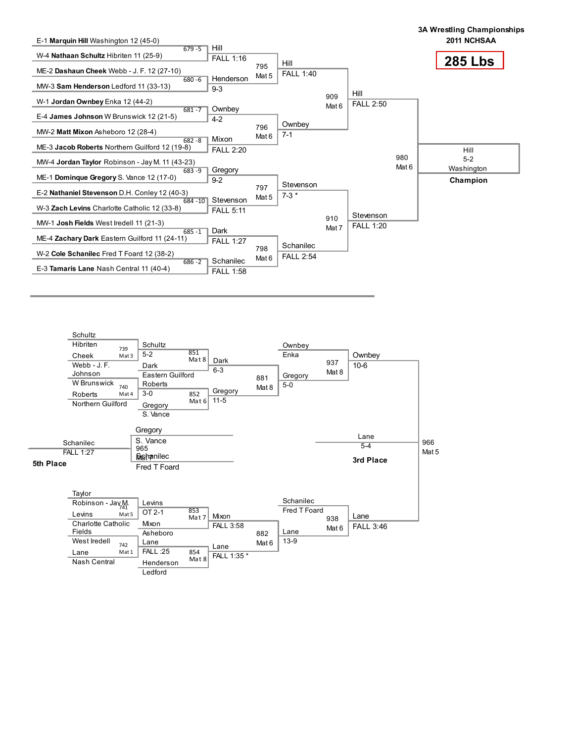# 3A Wrestling Championships
## 2011 NCHSAA

**285 Lbs**

## Championship Bracket

E-1 **Marquin Hill** Washington 12 (45-0)
W-4 **Nathaan Schultz** Hibriten 11 (25-9)
679 - 5: Hill, FALL 1:16

ME-2 **Dashaun Cheek** Webb - J. F. 12 (27-10)
MW-3 **Sam Henderson** Ledford 11 (33-13)
680 - 6: Henderson, 9-3

795 Mat 5: Hill, FALL 1:40

W-1 **Jordan Ownbey** Enka 12 (44-2)
E-4 **James Johnson** W Brunswick 12 (21-5)
681 - 7: Ownbey, 4-2

MW-2 **Matt Mixon** Asheboro 12 (28-4)
ME-3 **Jacob Roberts** Northern Guilford 12 (19-8)
682 - 8: Mixon, FALL 2:20

796 Mat 6: Ownbey, 7-1

909 Mat 6: Hill, FALL 2:50

MW-4 **Jordan Taylor** Robinson - Jay M. 11 (43-23)
ME-1 **Dominque Gregory** S. Vance 12 (17-0)
683 - 9: Gregory, 9-2

E-2 **Nathaniel Stevenson** D.H. Conley 12 (40-3)
W-3 **Zach Levins** Charlotte Catholic 12 (33-8)
684 - 10: Stevenson, FALL 5:11

797 Mat 5: Stevenson, 7-3 *

MW-1 **Josh Fields** West Iredell 11 (21-3)
ME-4 **Zachary Dark** Eastern Guilford 11 (24-11)
685 - 1: Dark, FALL 1:27

W-2 **Cole Schanilec** Fred T Foard 12 (38-2)
E-3 **Tamaris Lane** Nash Central 11 (40-4)
686 - 2: Schanilec, FALL 1:58

798 Mat 6: Schanilec, FALL 2:54

910 Mat 7: Stevenson, FALL 1:20

980 Mat 6: Hill, 5-2, Washington

**Champion**

## Consolation Bracket

739 Mat 3: Schultz (Hibriten) vs Cheek (Webb - J. F.) — Schultz
740 Mat 4: Johnson (W Brunswick) vs Roberts (Northern Guilford) — Roberts

851 Mat 8: Schultz vs Dark (Eastern Guilford) — Dark, 6-3 (Schultz 5-2 from 739)
852 Mat 6: Roberts vs Gregory (S. Vance) — Gregory, 11-5 (Roberts 3-0 from 740)

881 Mat 8: Dark vs Gregory — Gregory, 5-0

937 Mat 8: Ownbey (Enka) vs Gregory — Ownbey, 10-6

741 Mat 5: Taylor (Robinson - Jay M.) vs Levins (Charlotte Catholic) — Levins
742 Mat 1: Fields (West Iredell) vs Lane (Nash Central) — Lane

853 Mat 7: Levins vs Mixon (Asheboro) — Mixon, FALL 3:58 (Levins OT 2-1 from 741)
854 Mat 8: Lane vs Henderson (Ledford) — Lane, FALL 1:35 * (Lane FALL :25 from 742)

882 Mat 6: Mixon vs Lane — Lane, 13-9

938 Mat 6: Schanilec (Fred T Foard) vs Lane — Lane, FALL 3:46

966 Mat 5: Ownbey vs Lane — Lane, 5-4

**3rd Place**

965 Mat 7: Gregory (S. Vance) vs Schanilec (Fred T Foard) — Schanilec, FALL 1:27

**5th Place**